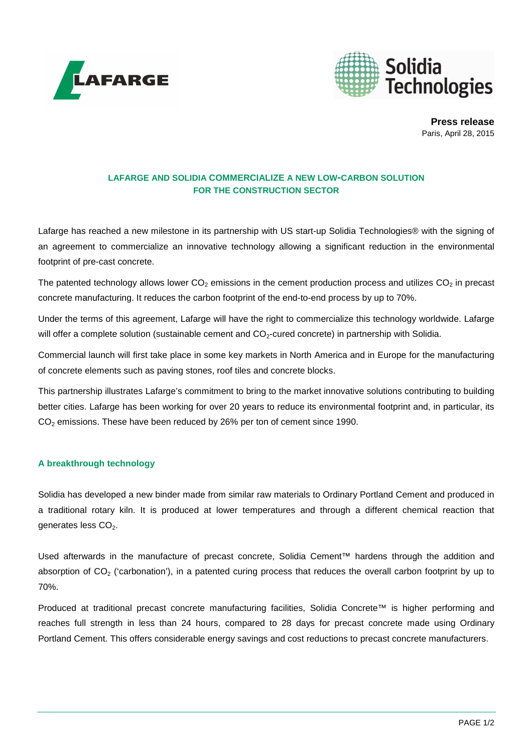**Press release**
Paris, April 28, 2015

# LAFARGE AND SOLIDIA COMMERCIALIZE A NEW LOW-CARBON SOLUTION FOR THE CONSTRUCTION SECTOR

Lafarge has reached a new milestone in its partnership with US start-up Solidia Technologies® with the signing of an agreement to commercialize an innovative technology allowing a significant reduction in the environmental footprint of pre-cast concrete.

The patented technology allows lower $CO_2$ emissions in the cement production process and utilizes $CO_2$ in precast concrete manufacturing. It reduces the carbon footprint of the end-to-end process by up to 70%.

Under the terms of this agreement, Lafarge will have the right to commercialize this technology worldwide. Lafarge will offer a complete solution (sustainable cement and $CO_2$-cured concrete) in partnership with Solidia.

Commercial launch will first take place in some key markets in North America and in Europe for the manufacturing of concrete elements such as paving stones, roof tiles and concrete blocks.

This partnership illustrates Lafarge's commitment to bring to the market innovative solutions contributing to building better cities. Lafarge has been working for over 20 years to reduce its environmental footprint and, in particular, its $CO_2$ emissions. These have been reduced by 26% per ton of cement since 1990.

## A breakthrough technology

Solidia has developed a new binder made from similar raw materials to Ordinary Portland Cement and produced in a traditional rotary kiln. It is produced at lower temperatures and through a different chemical reaction that generates less $CO_2$.

Used afterwards in the manufacture of precast concrete, Solidia Cement™ hardens through the addition and absorption of $CO_2$ ('carbonation'), in a patented curing process that reduces the overall carbon footprint by up to 70%.

Produced at traditional precast concrete manufacturing facilities, Solidia Concrete™ is higher performing and reaches full strength in less than 24 hours, compared to 28 days for precast concrete made using Ordinary Portland Cement. This offers considerable energy savings and cost reductions to precast concrete manufacturers.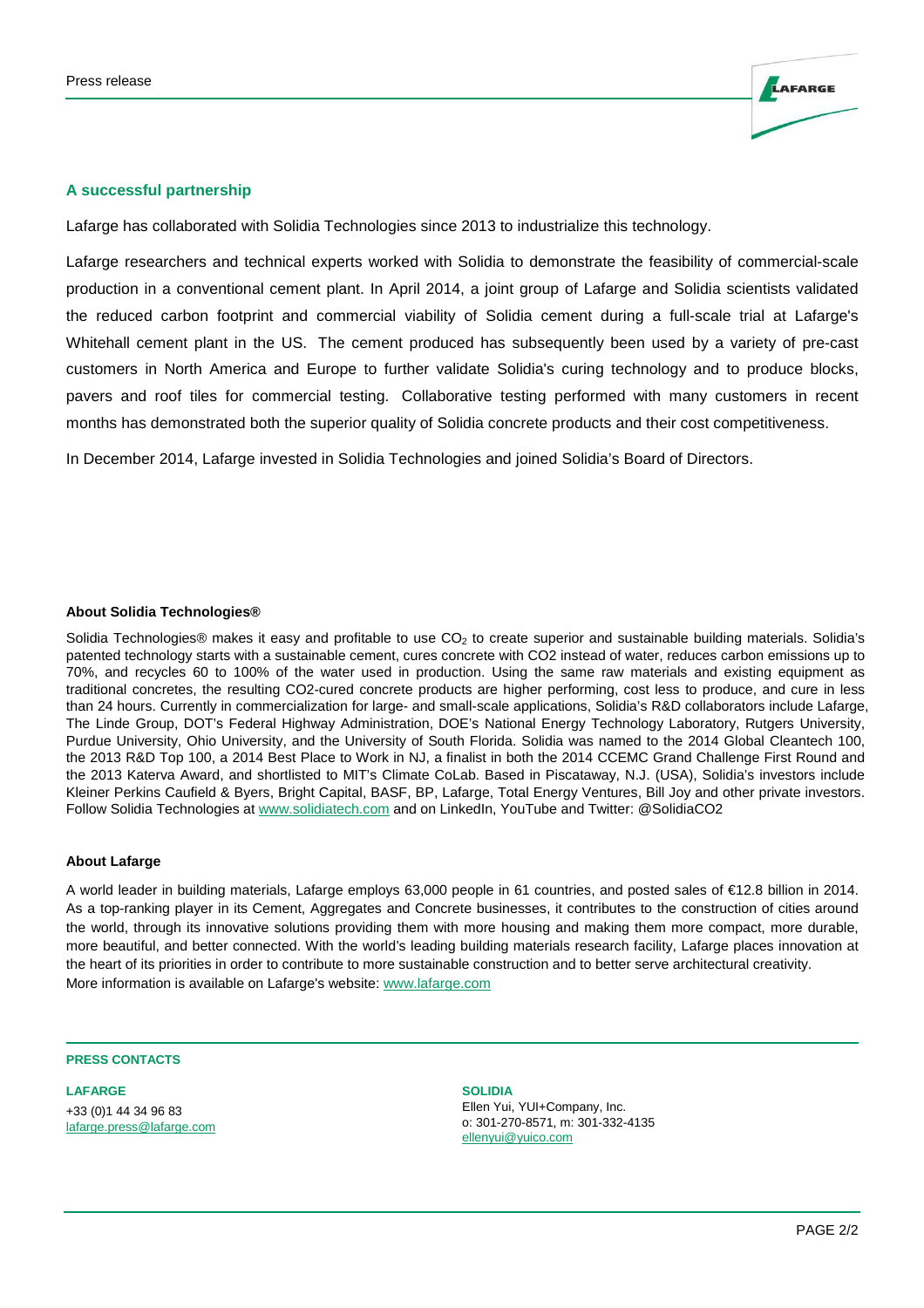## A successful partnership

Lafarge has collaborated with Solidia Technologies since 2013 to industrialize this technology.

Lafarge researchers and technical experts worked with Solidia to demonstrate the feasibility of commercial-scale production in a conventional cement plant. In April 2014, a joint group of Lafarge and Solidia scientists validated the reduced carbon footprint and commercial viability of Solidia cement during a full-scale trial at Lafarge's Whitehall cement plant in the US. The cement produced has subsequently been used by a variety of pre-cast customers in North America and Europe to further validate Solidia's curing technology and to produce blocks, pavers and roof tiles for commercial testing. Collaborative testing performed with many customers in recent months has demonstrated both the superior quality of Solidia concrete products and their cost competitiveness.

In December 2014, Lafarge invested in Solidia Technologies and joined Solidia's Board of Directors.

**About Solidia Technologies®**

Solidia Technologies® makes it easy and profitable to use $CO_2$ to create superior and sustainable building materials. Solidia's patented technology starts with a sustainable cement, cures concrete with CO2 instead of water, reduces carbon emissions up to 70%, and recycles 60 to 100% of the water used in production. Using the same raw materials and existing equipment as traditional concretes, the resulting CO2-cured concrete products are higher performing, cost less to produce, and cure in less than 24 hours. Currently in commercialization for large- and small-scale applications, Solidia's R&D collaborators include Lafarge, The Linde Group, DOT's Federal Highway Administration, DOE's National Energy Technology Laboratory, Rutgers University, Purdue University, Ohio University, and the University of South Florida. Solidia was named to the 2014 Global Cleantech 100, the 2013 R&D Top 100, a 2014 Best Place to Work in NJ, a finalist in both the 2014 CCEMC Grand Challenge First Round and the 2013 Katerva Award, and shortlisted to MIT's Climate CoLab. Based in Piscataway, N.J. (USA), Solidia's investors include Kleiner Perkins Caufield & Byers, Bright Capital, BASF, BP, Lafarge, Total Energy Ventures, Bill Joy and other private investors. Follow Solidia Technologies at www.solidiatech.com and on LinkedIn, YouTube and Twitter: @SolidiaCO2

**About Lafarge**

A world leader in building materials, Lafarge employs 63,000 people in 61 countries, and posted sales of €12.8 billion in 2014. As a top-ranking player in its Cement, Aggregates and Concrete businesses, it contributes to the construction of cities around the world, through its innovative solutions providing them with more housing and making them more compact, more durable, more beautiful, and better connected. With the world's leading building materials research facility, Lafarge places innovation at the heart of its priorities in order to contribute to more sustainable construction and to better serve architectural creativity.
More information is available on Lafarge's website: www.lafarge.com

**PRESS CONTACTS**

**LAFARGE**
+33 (0)1 44 34 96 83
lafarge.press@lafarge.com

**SOLIDIA**
Ellen Yui, YUI+Company, Inc.
o: 301-270-8571, m: 301-332-4135
ellenyui@yuico.com